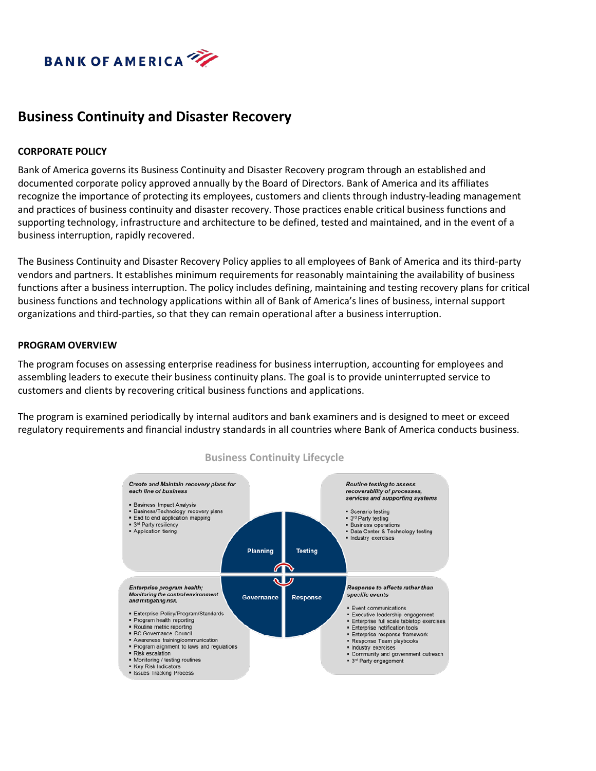**BANK OF AMERICA**

# Business Continuity and Disaster Recovery

## CORPORATE POLICY

Bank of America governs its Business Continuity and Disaster Recovery program through an established and documented corporate policy approved annually by the Board of Directors. Bank of America and its affiliates recognize the importance of protecting its employees, customers and clients through industry-leading management and practices of business continuity and disaster recovery. Those practices enable critical business functions and supporting technology, infrastructure and architecture to be defined, tested and maintained, and in the event of a business interruption, rapidly recovered.

The Business Continuity and Disaster Recovery Policy applies to all employees of Bank of America and its third-party vendors and partners. It establishes minimum requirements for reasonably maintaining the availability of business functions after a business interruption. The policy includes defining, maintaining and testing recovery plans for critical business functions and technology applications within all of Bank of America's lines of business, internal support organizations and third-parties, so that they can remain operational after a business interruption.

## PROGRAM OVERVIEW

The program focuses on assessing enterprise readiness for business interruption, accounting for employees and assembling leaders to execute their business continuity plans. The goal is to provide uninterrupted service to customers and clients by recovering critical business functions and applications.

The program is examined periodically by internal auditors and bank examiners and is designed to meet or exceed regulatory requirements and financial industry standards in all countries where Bank of America conducts business.

**Business Continuity Lifecycle**

Planning

*Create and Maintain recovery plans for each line of business*

- Business Impact Analysis
- Business/Technology recovery plans
- End to end application mapping
- 3rd Party resiliency
- Application tiering

Testing

*Routine testing to assess recoverability of processes, services and supporting systems*

- Scenario testing
- 3rd Party testing
- Business operations
- Data Center & Technology testing
- Industry exercises

Governance

*Enterprise program health; Monitoring the control environment and mitigating risk.*

- Enterprise Policy/Program/Standards
- Program health reporting
- Routine metric reporting
- BC Governance Council
- Awareness training/communication
- Program alignment to laws and regulations
- Risk escalation
- Monitoring / testing routines
- Key Risk Indicators
- Issues Tracking Process

Response

*Response to effects rather than specific events*

- Event communications
- Executive leadership engagement
- Enterprise full scale tabletop exercises
- Enterprise notification tools
- Enterprise response framework
- Response Team playbooks
- Industry exercises
- Community and government outreach
- 3rd Party engagement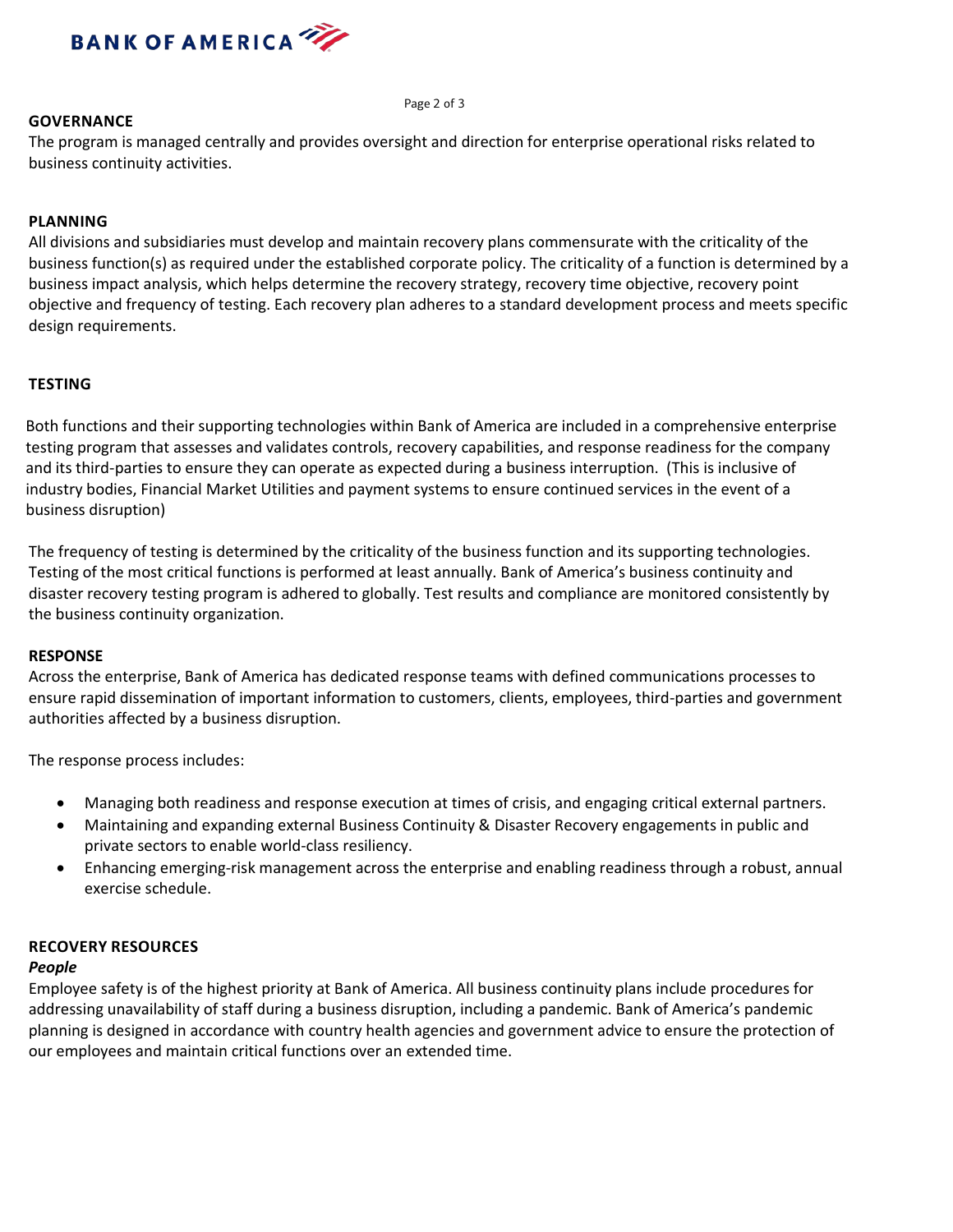## GOVERNANCE

The program is managed centrally and provides oversight and direction for enterprise operational risks related to business continuity activities.

## PLANNING

All divisions and subsidiaries must develop and maintain recovery plans commensurate with the criticality of the business function(s) as required under the established corporate policy. The criticality of a function is determined by a business impact analysis, which helps determine the recovery strategy, recovery time objective, recovery point objective and frequency of testing. Each recovery plan adheres to a standard development process and meets specific design requirements.

## TESTING

Both functions and their supporting technologies within Bank of America are included in a comprehensive enterprise testing program that assesses and validates controls, recovery capabilities, and response readiness for the company and its third-parties to ensure they can operate as expected during a business interruption. (This is inclusive of industry bodies, Financial Market Utilities and payment systems to ensure continued services in the event of a business disruption)

The frequency of testing is determined by the criticality of the business function and its supporting technologies. Testing of the most critical functions is performed at least annually. Bank of America's business continuity and disaster recovery testing program is adhered to globally. Test results and compliance are monitored consistently by the business continuity organization.

## RESPONSE

Across the enterprise, Bank of America has dedicated response teams with defined communications processes to ensure rapid dissemination of important information to customers, clients, employees, third-parties and government authorities affected by a business disruption.

The response process includes:

- Managing both readiness and response execution at times of crisis, and engaging critical external partners.
- Maintaining and expanding external Business Continuity & Disaster Recovery engagements in public and private sectors to enable world-class resiliency.
- Enhancing emerging-risk management across the enterprise and enabling readiness through a robust, annual exercise schedule.

## RECOVERY RESOURCES

### *People*

Employee safety is of the highest priority at Bank of America. All business continuity plans include procedures for addressing unavailability of staff during a business disruption, including a pandemic. Bank of America's pandemic planning is designed in accordance with country health agencies and government advice to ensure the protection of our employees and maintain critical functions over an extended time.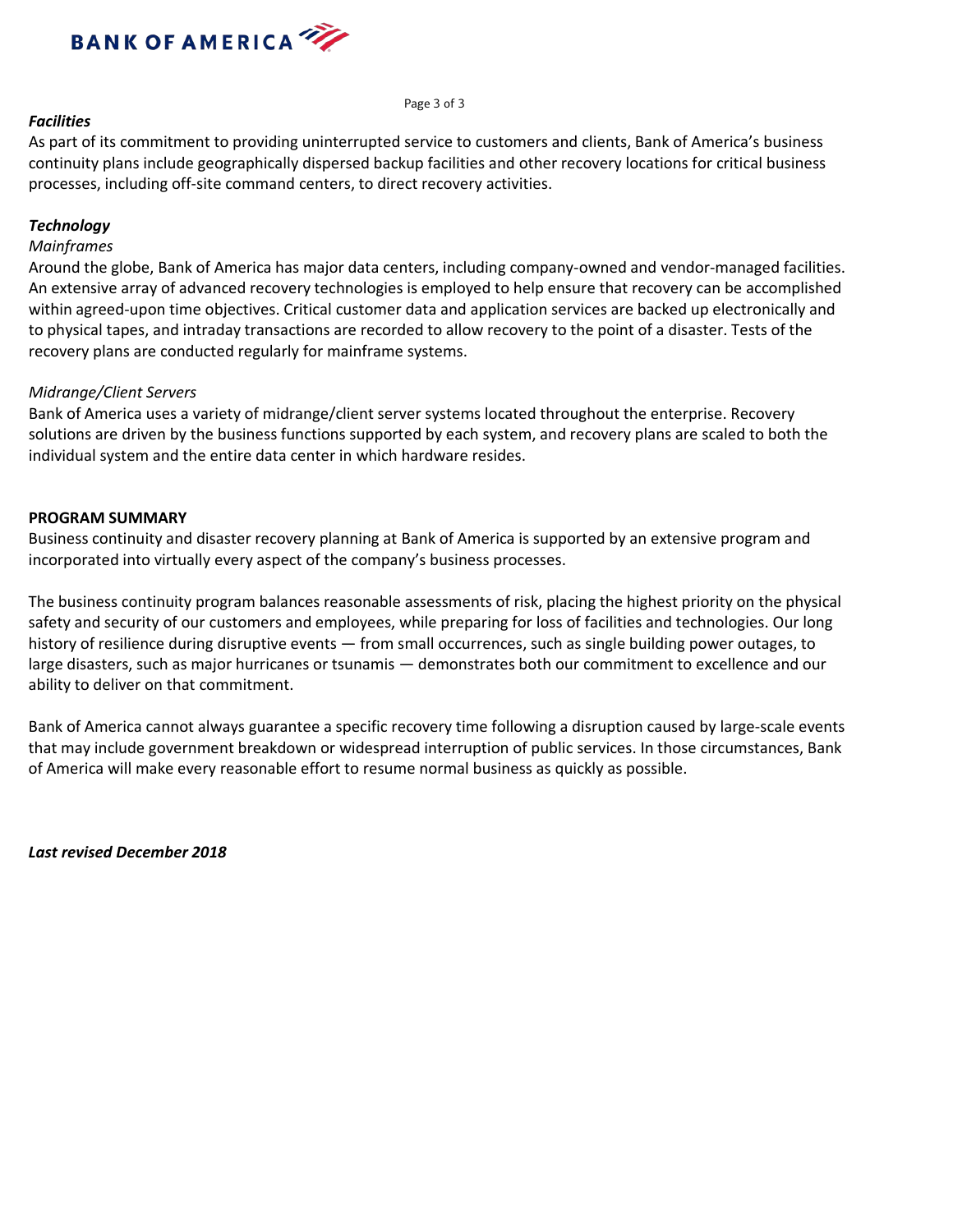***Facilities***

As part of its commitment to providing uninterrupted service to customers and clients, Bank of America's business continuity plans include geographically dispersed backup facilities and other recovery locations for critical business processes, including off-site command centers, to direct recovery activities.

***Technology***

*Mainframes*

Around the globe, Bank of America has major data centers, including company-owned and vendor-managed facilities. An extensive array of advanced recovery technologies is employed to help ensure that recovery can be accomplished within agreed-upon time objectives. Critical customer data and application services are backed up electronically and to physical tapes, and intraday transactions are recorded to allow recovery to the point of a disaster. Tests of the recovery plans are conducted regularly for mainframe systems.

*Midrange/Client Servers*

Bank of America uses a variety of midrange/client server systems located throughout the enterprise. Recovery solutions are driven by the business functions supported by each system, and recovery plans are scaled to both the individual system and the entire data center in which hardware resides.

**PROGRAM SUMMARY**

Business continuity and disaster recovery planning at Bank of America is supported by an extensive program and incorporated into virtually every aspect of the company's business processes.

The business continuity program balances reasonable assessments of risk, placing the highest priority on the physical safety and security of our customers and employees, while preparing for loss of facilities and technologies. Our long history of resilience during disruptive events — from small occurrences, such as single building power outages, to large disasters, such as major hurricanes or tsunamis — demonstrates both our commitment to excellence and our ability to deliver on that commitment.

Bank of America cannot always guarantee a specific recovery time following a disruption caused by large-scale events that may include government breakdown or widespread interruption of public services. In those circumstances, Bank of America will make every reasonable effort to resume normal business as quickly as possible.

***Last revised December 2018***